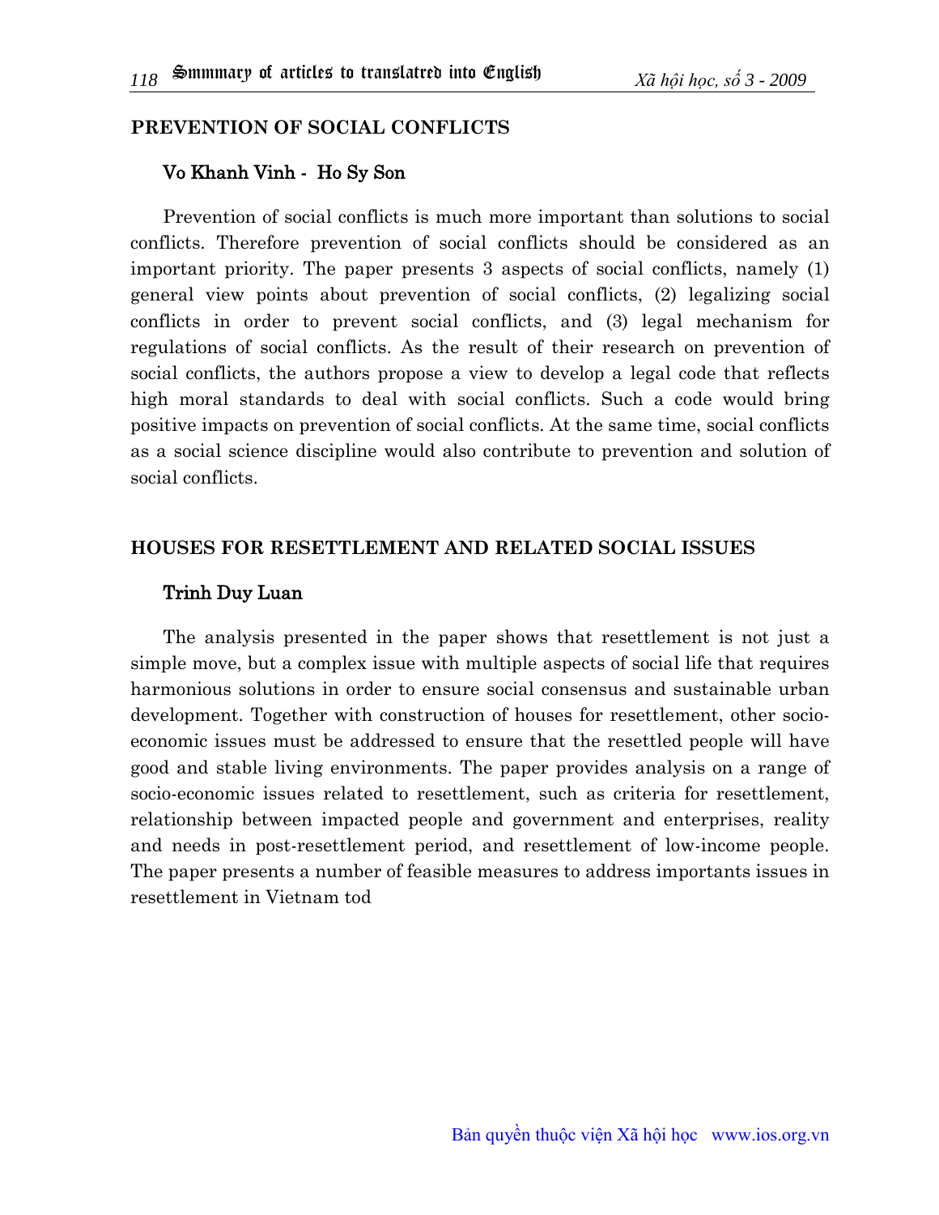## PREVENTION OF SOCIAL CONFLICTS

**Vo Khanh Vinh - Ho Sy Son**

Prevention of social conflicts is much more important than solutions to social conflicts. Therefore prevention of social conflicts should be considered as an important priority. The paper presents 3 aspects of social conflicts, namely (1) general view points about prevention of social conflicts, (2) legalizing social conflicts in order to prevent social conflicts, and (3) legal mechanism for regulations of social conflicts. As the result of their research on prevention of social conflicts, the authors propose a view to develop a legal code that reflects high moral standards to deal with social conflicts. Such a code would bring positive impacts on prevention of social conflicts. At the same time, social conflicts as a social science discipline would also contribute to prevention and solution of social conflicts.

## HOUSES FOR RESETTLEMENT AND RELATED SOCIAL ISSUES

**Trinh Duy Luan**

The analysis presented in the paper shows that resettlement is not just a simple move, but a complex issue with multiple aspects of social life that requires harmonious solutions in order to ensure social consensus and sustainable urban development. Together with construction of houses for resettlement, other socio-economic issues must be addressed to ensure that the resettled people will have good and stable living environments. The paper provides analysis on a range of socio-economic issues related to resettlement, such as criteria for resettlement, relationship between impacted people and government and enterprises, reality and needs in post-resettlement period, and resettlement of low-income people. The paper presents a number of feasible measures to address importants issues in resettlement in Vietnam tod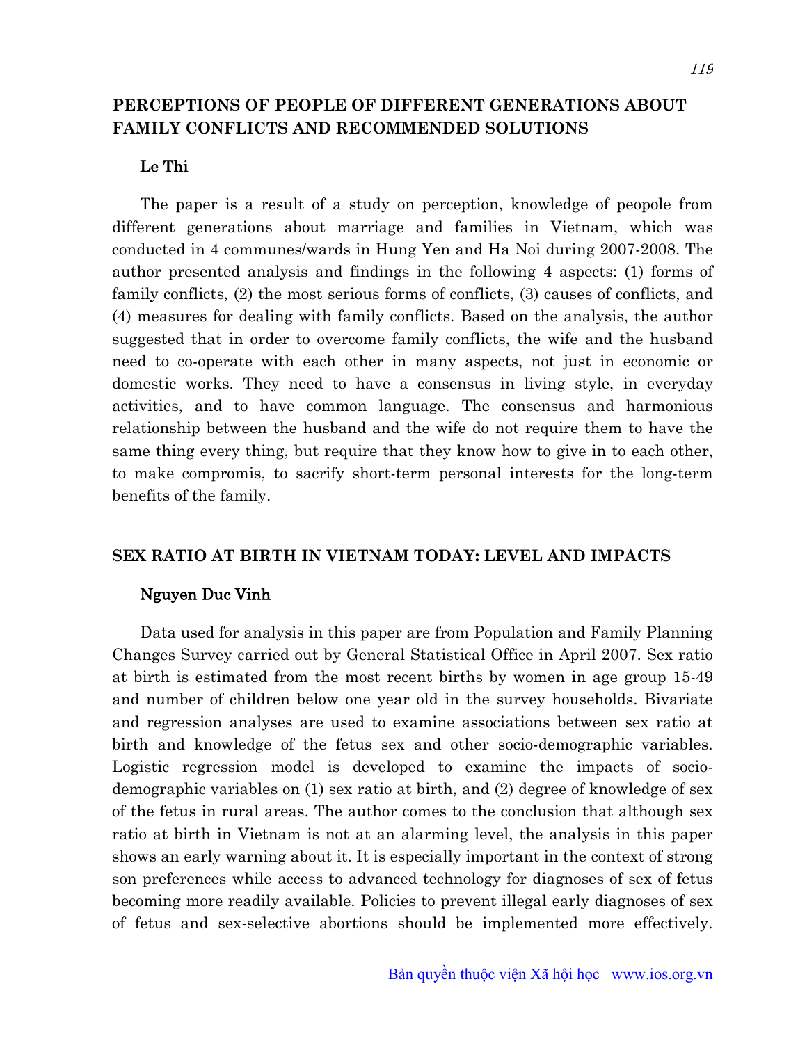## PERCEPTIONS OF PEOPLE OF DIFFERENT GENERATIONS ABOUT FAMILY CONFLICTS AND RECOMMENDED SOLUTIONS

**Le Thi**

The paper is a result of a study on perception, knowledge of peopole from different generations about marriage and families in Vietnam, which was conducted in 4 communes/wards in Hung Yen and Ha Noi during 2007-2008. The author presented analysis and findings in the following 4 aspects: (1) forms of family conflicts, (2) the most serious forms of conflicts, (3) causes of conflicts, and (4) measures for dealing with family conflicts. Based on the analysis, the author suggested that in order to overcome family conflicts, the wife and the husband need to co-operate with each other in many aspects, not just in economic or domestic works. They need to have a consensus in living style, in everyday activities, and to have common language. The consensus and harmonious relationship between the husband and the wife do not require them to have the same thing every thing, but require that they know how to give in to each other, to make compromis, to sacrify short-term personal interests for the long-term benefits of the family.

## SEX RATIO AT BIRTH IN VIETNAM TODAY: LEVEL AND IMPACTS

**Nguyen Duc Vinh**

Data used for analysis in this paper are from Population and Family Planning Changes Survey carried out by General Statistical Office in April 2007. Sex ratio at birth is estimated from the most recent births by women in age group 15-49 and number of children below one year old in the survey households. Bivariate and regression analyses are used to examine associations between sex ratio at birth and knowledge of the fetus sex and other socio-demographic variables. Logistic regression model is developed to examine the impacts of socio-demographic variables on (1) sex ratio at birth, and (2) degree of knowledge of sex of the fetus in rural areas. The author comes to the conclusion that although sex ratio at birth in Vietnam is not at an alarming level, the analysis in this paper shows an early warning about it. It is especially important in the context of strong son preferences while access to advanced technology for diagnoses of sex of fetus becoming more readily available. Policies to prevent illegal early diagnoses of sex of fetus and sex-selective abortions should be implemented more effectively.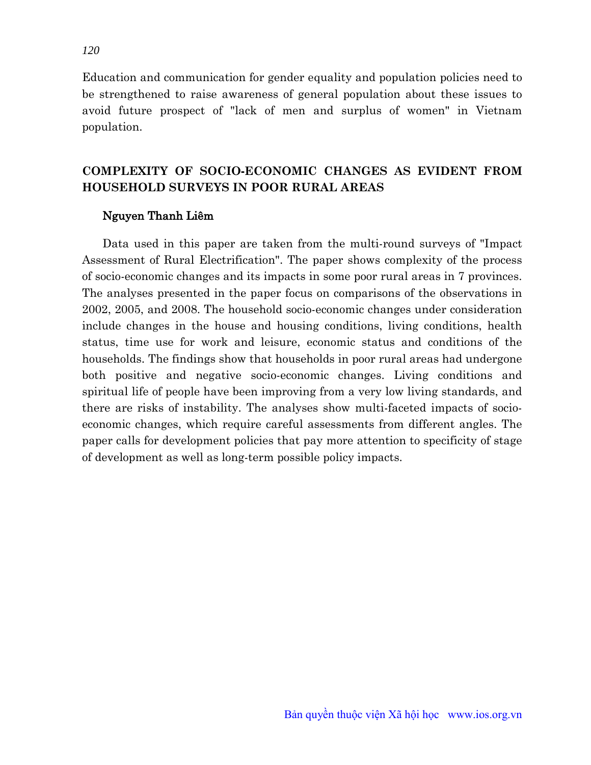Education and communication for gender equality and population policies need to be strengthened to raise awareness of general population about these issues to avoid future prospect of "lack of men and surplus of women" in Vietnam population.

## COMPLEXITY OF SOCIO-ECONOMIC CHANGES AS EVIDENT FROM HOUSEHOLD SURVEYS IN POOR RURAL AREAS

**Nguyen Thanh Liêm**

Data used in this paper are taken from the multi-round surveys of "Impact Assessment of Rural Electrification". The paper shows complexity of the process of socio-economic changes and its impacts in some poor rural areas in 7 provinces. The analyses presented in the paper focus on comparisons of the observations in 2002, 2005, and 2008. The household socio-economic changes under consideration include changes in the house and housing conditions, living conditions, health status, time use for work and leisure, economic status and conditions of the households. The findings show that households in poor rural areas had undergone both positive and negative socio-economic changes. Living conditions and spiritual life of people have been improving from a very low living standards, and there are risks of instability. The analyses show multi-faceted impacts of socio-economic changes, which require careful assessments from different angles. The paper calls for development policies that pay more attention to specificity of stage of development as well as long-term possible policy impacts.